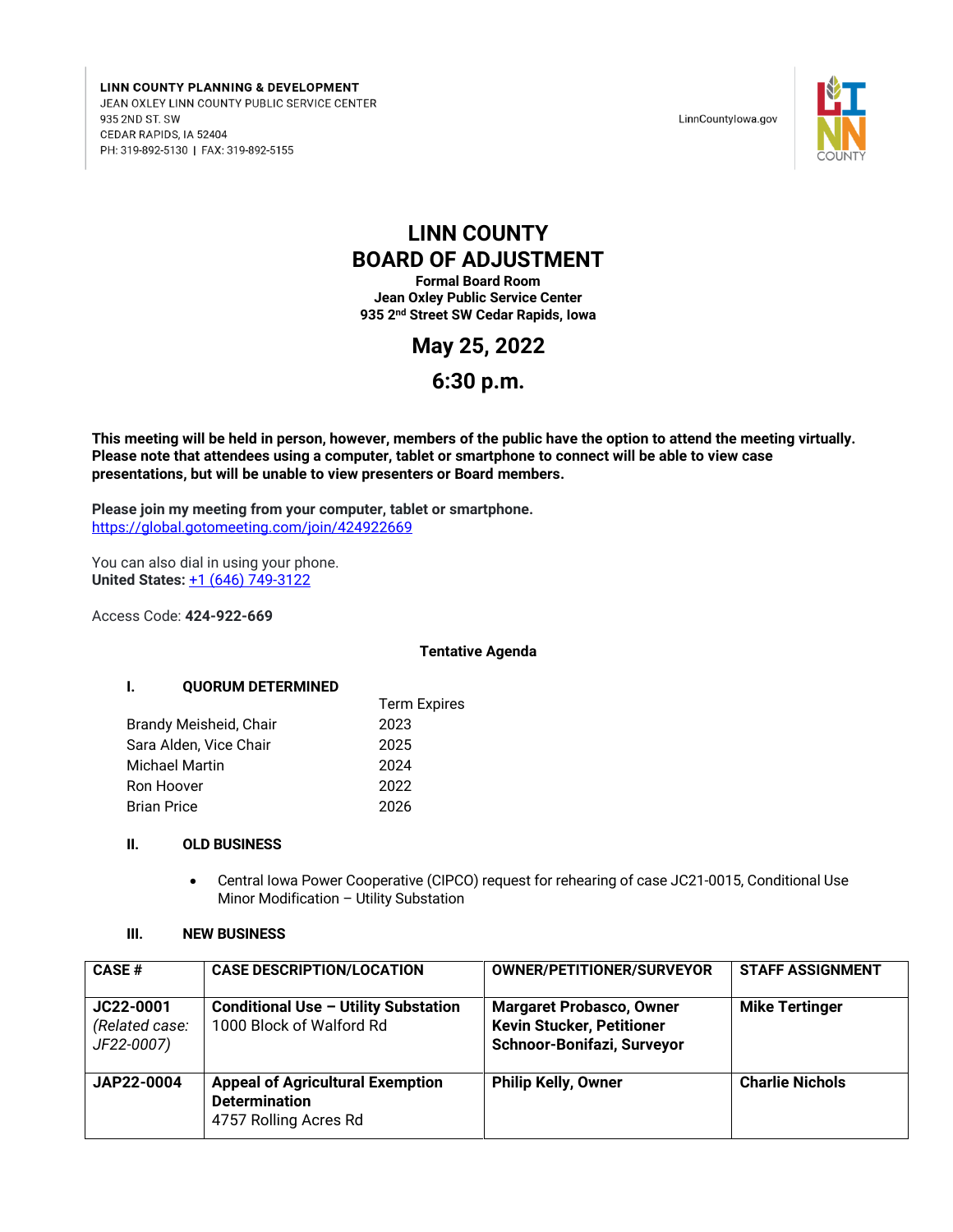LINN COUNTY PLANNING & DEVELOPMENT
JEAN OXLEY LINN COUNTY PUBLIC SERVICE CENTER
935 2ND ST. SW
CEDAR RAPIDS, IA 52404
PH: 319-892-5130 | FAX: 319-892-5155

LinnCountyIowa.gov

# LINN COUNTY BOARD OF ADJUSTMENT

**Formal Board Room**
**Jean Oxley Public Service Center**
**935 2nd Street SW Cedar Rapids, Iowa**

## May 25, 2022

## 6:30 p.m.

**This meeting will be held in person, however, members of the public have the option to attend the meeting virtually. Please note that attendees using a computer, tablet or smartphone to connect will be able to view case presentations, but will be unable to view presenters or Board members.**

**Please join my meeting from your computer, tablet or smartphone.**
https://global.gotomeeting.com/join/424922669

You can also dial in using your phone.
**United States:** +1 (646) 749-3122

Access Code: **424-922-669**

**Tentative Agenda**

**I. QUORUM DETERMINED**

| | Term Expires |
|---|---|
| Brandy Meisheid, Chair | 2023 |
| Sara Alden, Vice Chair | 2025 |
| Michael Martin | 2024 |
| Ron Hoover | 2022 |
| Brian Price | 2026 |

**II. OLD BUSINESS**

- Central Iowa Power Cooperative (CIPCO) request for rehearing of case JC21-0015, Conditional Use Minor Modification – Utility Substation

**III. NEW BUSINESS**

| CASE # | CASE DESCRIPTION/LOCATION | OWNER/PETITIONER/SURVEYOR | STAFF ASSIGNMENT |
|---|---|---|---|
| **JC22-0001** *(Related case: JF22-0007)* | **Conditional Use – Utility Substation** 1000 Block of Walford Rd | **Margaret Probasco, Owner Kevin Stucker, Petitioner Schnoor-Bonifazi, Surveyor** | **Mike Tertinger** |
| **JAP22-0004** | **Appeal of Agricultural Exemption Determination** 4757 Rolling Acres Rd | **Philip Kelly, Owner** | **Charlie Nichols** |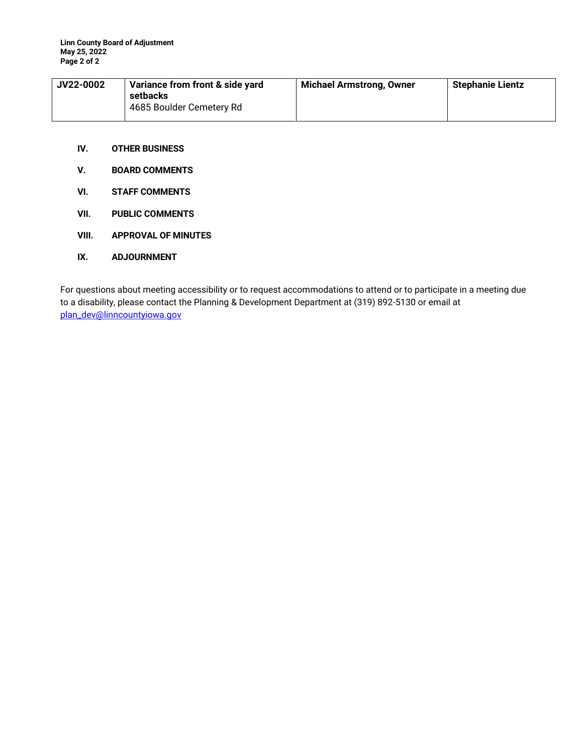| | | | |
|---|---|---|---|
| **JV22-0002** | **Variance from front & side yard setbacks** 4685 Boulder Cemetery Rd | **Michael Armstrong, Owner** | **Stephanie Lientz** |

**IV. OTHER BUSINESS**

**V. BOARD COMMENTS**

**VI. STAFF COMMENTS**

**VII. PUBLIC COMMENTS**

**VIII. APPROVAL OF MINUTES**

**IX. ADJOURNMENT**

For questions about meeting accessibility or to request accommodations to attend or to participate in a meeting due to a disability, please contact the Planning & Development Department at (319) 892-5130 or email at plan_dev@linncountyiowa.gov